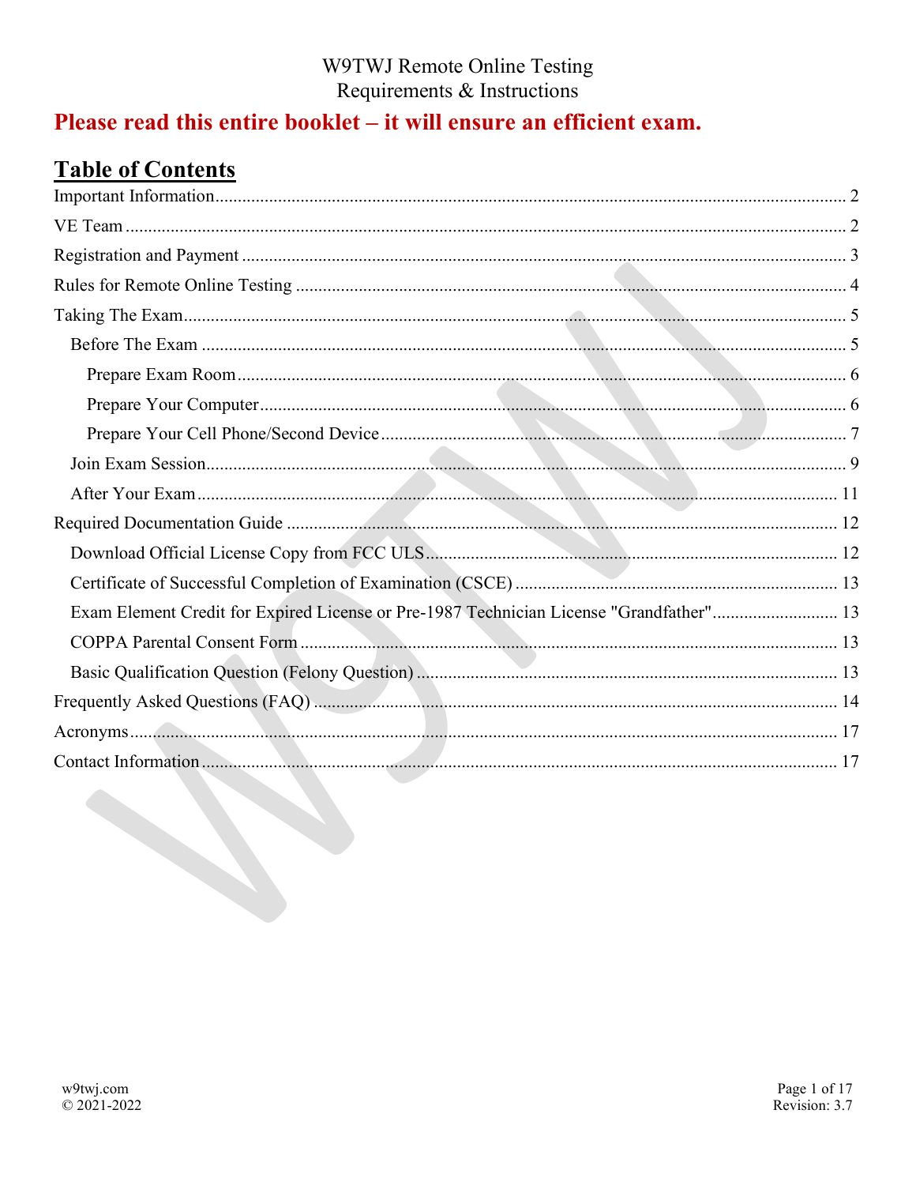W9TWJ Remote Online Testing
Requirements & Instructions

**Please read this entire booklet – it will ensure an efficient exam.**

## Table of Contents

- Important Information .......... 2
- VE Team .......... 2
- Registration and Payment .......... 3
- Rules for Remote Online Testing .......... 4
- Taking The Exam .......... 5
  - Before The Exam .......... 5
    - Prepare Exam Room .......... 6
    - Prepare Your Computer .......... 6
    - Prepare Your Cell Phone/Second Device .......... 7
  - Join Exam Session .......... 9
  - After Your Exam .......... 11
- Required Documentation Guide .......... 12
  - Download Official License Copy from FCC ULS .......... 12
  - Certificate of Successful Completion of Examination (CSCE) .......... 13
  - Exam Element Credit for Expired License or Pre-1987 Technician License "Grandfather" .......... 13
  - COPPA Parental Consent Form .......... 13
  - Basic Qualification Question (Felony Question) .......... 13
- Frequently Asked Questions (FAQ) .......... 14
- Acronyms .......... 17
- Contact Information .......... 17

w9twj.com
© 2021-2022

Revision: 3.7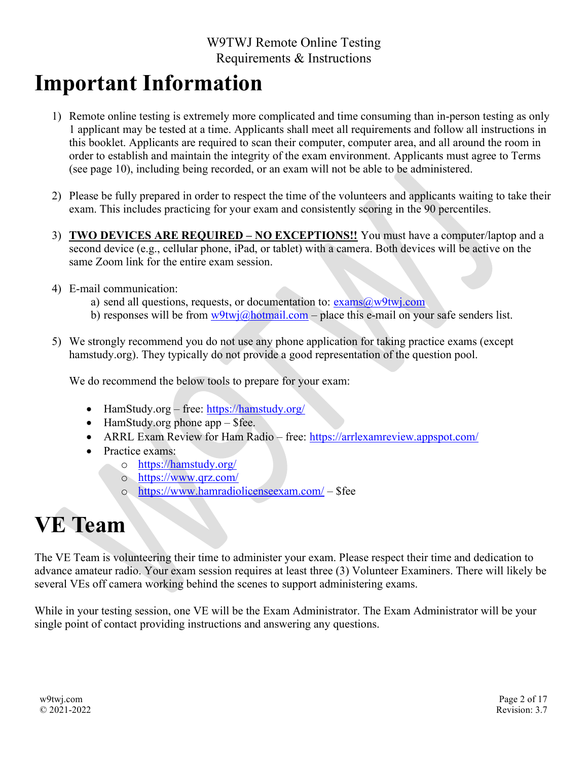# Important Information

1) Remote online testing is extremely more complicated and time consuming than in-person testing as only 1 applicant may be tested at a time. Applicants shall meet all requirements and follow all instructions in this booklet. Applicants are required to scan their computer, computer area, and all around the room in order to establish and maintain the integrity of the exam environment. Applicants must agree to Terms (see page 10), including being recorded, or an exam will not be able to be administered.

2) Please be fully prepared in order to respect the time of the volunteers and applicants waiting to take their exam. This includes practicing for your exam and consistently scoring in the 90 percentiles.

3) **TWO DEVICES ARE REQUIRED – NO EXCEPTIONS!!** You must have a computer/laptop and a second device (e.g., cellular phone, iPad, or tablet) with a camera. Both devices will be active on the same Zoom link for the entire exam session.

4) E-mail communication:
   a) send all questions, requests, or documentation to: exams@w9twj.com
   b) responses will be from w9twj@hotmail.com – place this e-mail on your safe senders list.

5) We strongly recommend you do not use any phone application for taking practice exams (except hamstudy.org). They typically do not provide a good representation of the question pool.

   We do recommend the below tools to prepare for your exam:

   - HamStudy.org – free: https://hamstudy.org/
   - HamStudy.org phone app – $fee.
   - ARRL Exam Review for Ham Radio – free: https://arrlexamreview.appspot.com/
   - Practice exams:
     - https://hamstudy.org/
     - https://www.qrz.com/
     - https://www.hamradiolicenseexam.com/ – $fee

# VE Team

The VE Team is volunteering their time to administer your exam. Please respect their time and dedication to advance amateur radio. Your exam session requires at least three (3) Volunteer Examiners. There will likely be several VEs off camera working behind the scenes to support administering exams.

While in your testing session, one VE will be the Exam Administrator. The Exam Administrator will be your single point of contact providing instructions and answering any questions.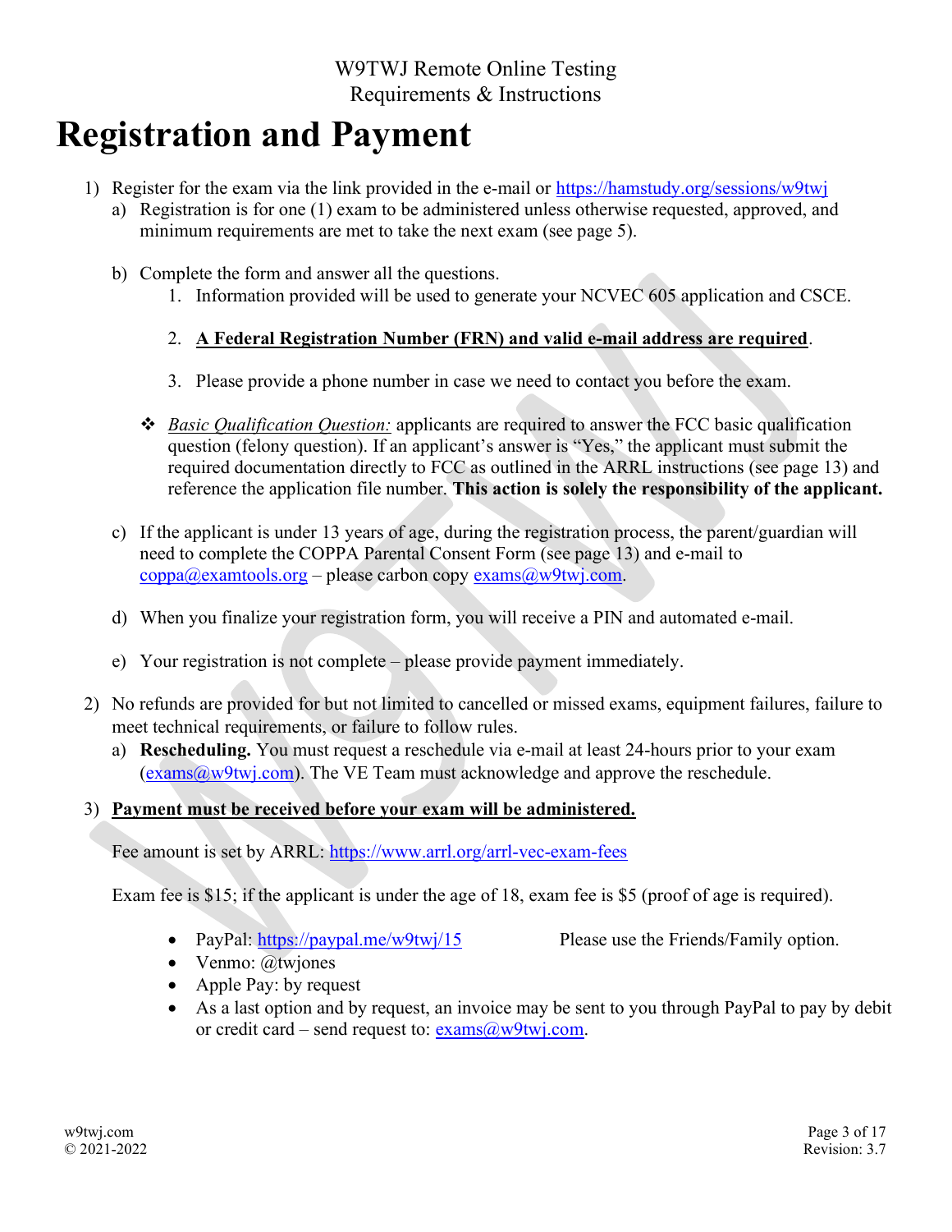# Registration and Payment

1) Register for the exam via the link provided in the e-mail or https://hamstudy.org/sessions/w9twj
   a) Registration is for one (1) exam to be administered unless otherwise requested, approved, and minimum requirements are met to take the next exam (see page 5).

   b) Complete the form and answer all the questions.
      1. Information provided will be used to generate your NCVEC 605 application and CSCE.

      2. **<u>A Federal Registration Number (FRN) and valid e-mail address are required</u>**.

      3. Please provide a phone number in case we need to contact you before the exam.

   ❖ *<u>Basic Qualification Question:</u>* applicants are required to answer the FCC basic qualification question (felony question). If an applicant's answer is "Yes," the applicant must submit the required documentation directly to FCC as outlined in the ARRL instructions (see page 13) and reference the application file number. **This action is solely the responsibility of the applicant.**

   c) If the applicant is under 13 years of age, during the registration process, the parent/guardian will need to complete the COPPA Parental Consent Form (see page 13) and e-mail to coppa@examtools.org – please carbon copy exams@w9twj.com.

   d) When you finalize your registration form, you will receive a PIN and automated e-mail.

   e) Your registration is not complete – please provide payment immediately.

2) No refunds are provided for but not limited to cancelled or missed exams, equipment failures, failure to meet technical requirements, or failure to follow rules.
   a) **Rescheduling.** You must request a reschedule via e-mail at least 24-hours prior to your exam (exams@w9twj.com). The VE Team must acknowledge and approve the reschedule.

3) **<u>Payment must be received before your exam will be administered.</u>**

   Fee amount is set by ARRL: https://www.arrl.org/arrl-vec-exam-fees

   Exam fee is $15; if the applicant is under the age of 18, exam fee is $5 (proof of age is required).

   - PayPal: https://paypal.me/w9twj/15 Please use the Friends/Family option.
   - Venmo: @twjones
   - Apple Pay: by request
   - As a last option and by request, an invoice may be sent to you through PayPal to pay by debit or credit card – send request to: exams@w9twj.com.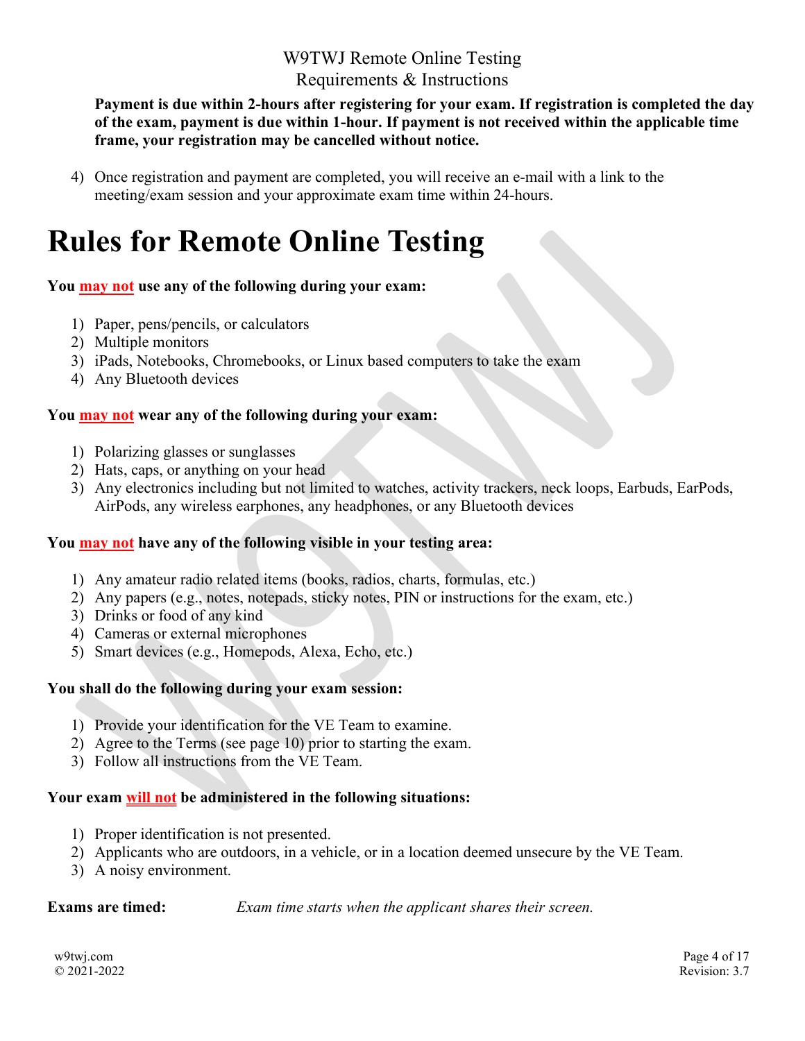**Payment is due within 2-hours after registering for your exam. If registration is completed the day of the exam, payment is due within 1-hour. If payment is not received within the applicable time frame, your registration may be cancelled without notice.**

4) Once registration and payment are completed, you will receive an e-mail with a link to the meeting/exam session and your approximate exam time within 24-hours.

# Rules for Remote Online Testing

**You may not use any of the following during your exam:**

1) Paper, pens/pencils, or calculators
2) Multiple monitors
3) iPads, Notebooks, Chromebooks, or Linux based computers to take the exam
4) Any Bluetooth devices

**You may not wear any of the following during your exam:**

1) Polarizing glasses or sunglasses
2) Hats, caps, or anything on your head
3) Any electronics including but not limited to watches, activity trackers, neck loops, Earbuds, EarPods, AirPods, any wireless earphones, any headphones, or any Bluetooth devices

**You may not have any of the following visible in your testing area:**

1) Any amateur radio related items (books, radios, charts, formulas, etc.)
2) Any papers (e.g., notes, notepads, sticky notes, PIN or instructions for the exam, etc.)
3) Drinks or food of any kind
4) Cameras or external microphones
5) Smart devices (e.g., Homepods, Alexa, Echo, etc.)

**You shall do the following during your exam session:**

1) Provide your identification for the VE Team to examine.
2) Agree to the Terms (see page 10) prior to starting the exam.
3) Follow all instructions from the VE Team.

**Your exam will not be administered in the following situations:**

1) Proper identification is not presented.
2) Applicants who are outdoors, in a vehicle, or in a location deemed unsecure by the VE Team.
3) A noisy environment.

**Exams are timed:** *Exam time starts when the applicant shares their screen.*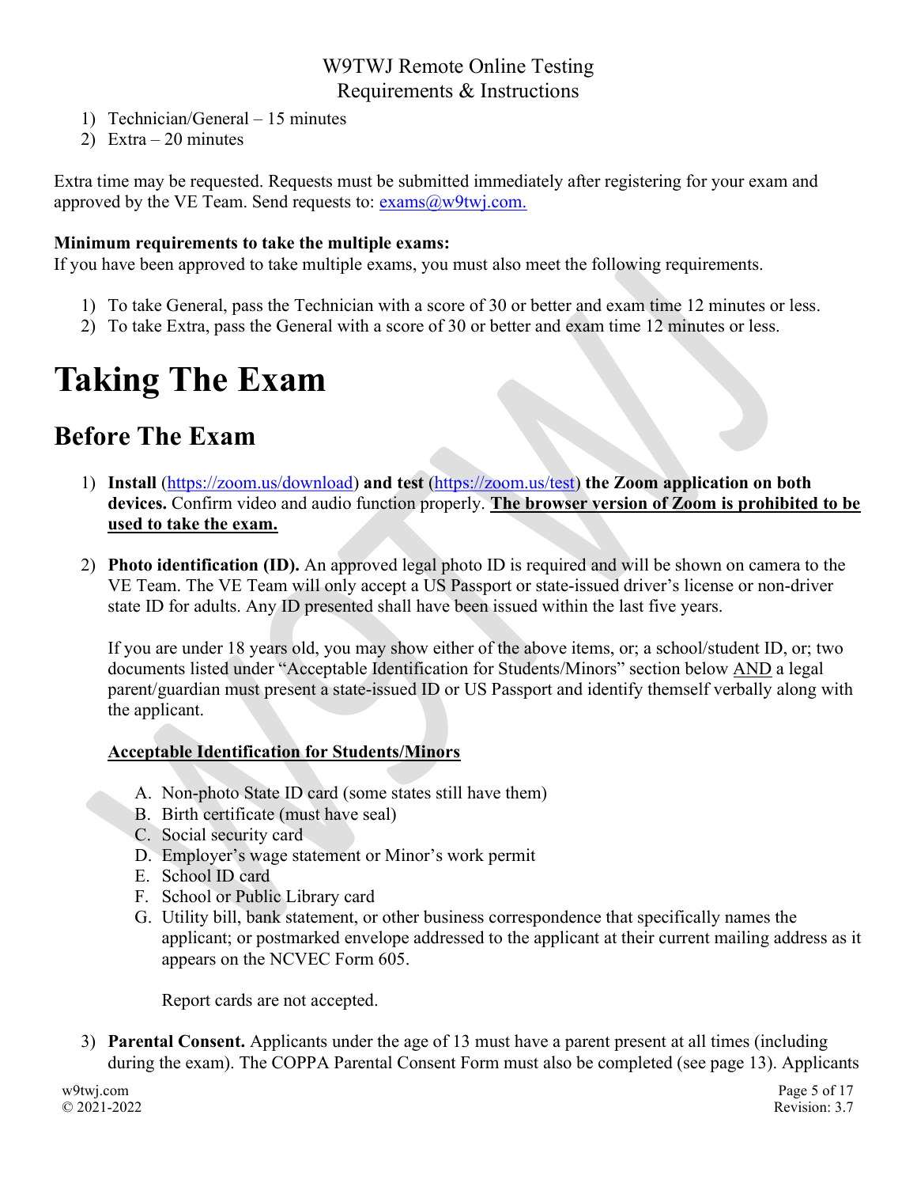1) Technician/General – 15 minutes
2) Extra – 20 minutes

Extra time may be requested. Requests must be submitted immediately after registering for your exam and approved by the VE Team. Send requests to: exams@w9twj.com.

**Minimum requirements to take the multiple exams:**
If you have been approved to take multiple exams, you must also meet the following requirements.

1) To take General, pass the Technician with a score of 30 or better and exam time 12 minutes or less.
2) To take Extra, pass the General with a score of 30 or better and exam time 12 minutes or less.

# Taking The Exam

## Before The Exam

1) **Install** (https://zoom.us/download) **and test** (https://zoom.us/test) **the Zoom application on both devices.** Confirm video and audio function properly. **The browser version of Zoom is prohibited to be used to take the exam.**

2) **Photo identification (ID).** An approved legal photo ID is required and will be shown on camera to the VE Team. The VE Team will only accept a US Passport or state-issued driver's license or non-driver state ID for adults. Any ID presented shall have been issued within the last five years.

   If you are under 18 years old, you may show either of the above items, or; a school/student ID, or; two documents listed under "Acceptable Identification for Students/Minors" section below AND a legal parent/guardian must present a state-issued ID or US Passport and identify themself verbally along with the applicant.

   **Acceptable Identification for Students/Minors**

   A. Non-photo State ID card (some states still have them)
   B. Birth certificate (must have seal)
   C. Social security card
   D. Employer's wage statement or Minor's work permit
   E. School ID card
   F. School or Public Library card
   G. Utility bill, bank statement, or other business correspondence that specifically names the applicant; or postmarked envelope addressed to the applicant at their current mailing address as it appears on the NCVEC Form 605.

      Report cards are not accepted.

3) **Parental Consent.** Applicants under the age of 13 must have a parent present at all times (including during the exam). The COPPA Parental Consent Form must also be completed (see page 13). Applicants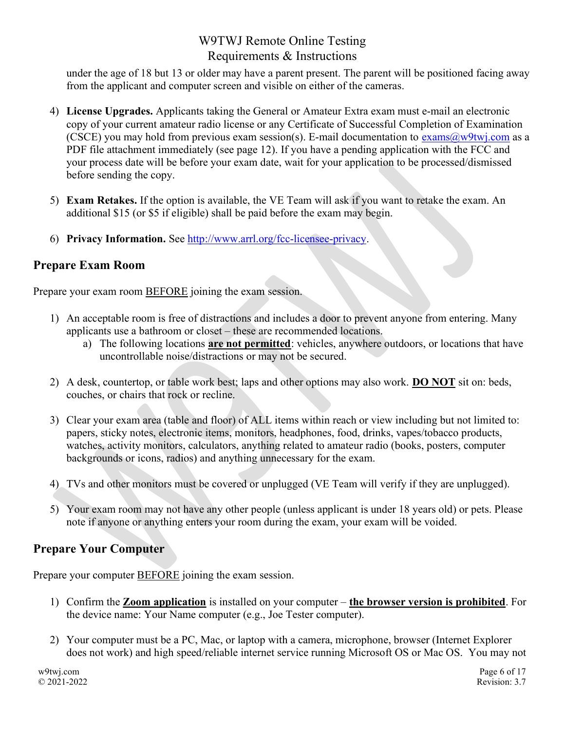under the age of 18 but 13 or older may have a parent present. The parent will be positioned facing away from the applicant and computer screen and visible on either of the cameras.

4) **License Upgrades.** Applicants taking the General or Amateur Extra exam must e-mail an electronic copy of your current amateur radio license or any Certificate of Successful Completion of Examination (CSCE) you may hold from previous exam session(s). E-mail documentation to exams@w9twj.com as a PDF file attachment immediately (see page 12). If you have a pending application with the FCC and your process date will be before your exam date, wait for your application to be processed/dismissed before sending the copy.

5) **Exam Retakes.** If the option is available, the VE Team will ask if you want to retake the exam. An additional $15 (or $5 if eligible) shall be paid before the exam may begin.

6) **Privacy Information.** See http://www.arrl.org/fcc-licensee-privacy.

## Prepare Exam Room

Prepare your exam room BEFORE joining the exam session.

1) An acceptable room is free of distractions and includes a door to prevent anyone from entering. Many applicants use a bathroom or closet – these are recommended locations.
   a) The following locations **are not permitted**: vehicles, anywhere outdoors, or locations that have uncontrollable noise/distractions or may not be secured.

2) A desk, countertop, or table work best; laps and other options may also work. **DO NOT** sit on: beds, couches, or chairs that rock or recline.

3) Clear your exam area (table and floor) of ALL items within reach or view including but not limited to: papers, sticky notes, electronic items, monitors, headphones, food, drinks, vapes/tobacco products, watches, activity monitors, calculators, anything related to amateur radio (books, posters, computer backgrounds or icons, radios) and anything unnecessary for the exam.

4) TVs and other monitors must be covered or unplugged (VE Team will verify if they are unplugged).

5) Your exam room may not have any other people (unless applicant is under 18 years old) or pets. Please note if anyone or anything enters your room during the exam, your exam will be voided.

## Prepare Your Computer

Prepare your computer BEFORE joining the exam session.

1) Confirm the **Zoom application** is installed on your computer – **the browser version is prohibited**. For the device name: Your Name computer (e.g., Joe Tester computer).

2) Your computer must be a PC, Mac, or laptop with a camera, microphone, browser (Internet Explorer does not work) and high speed/reliable internet service running Microsoft OS or Mac OS. You may not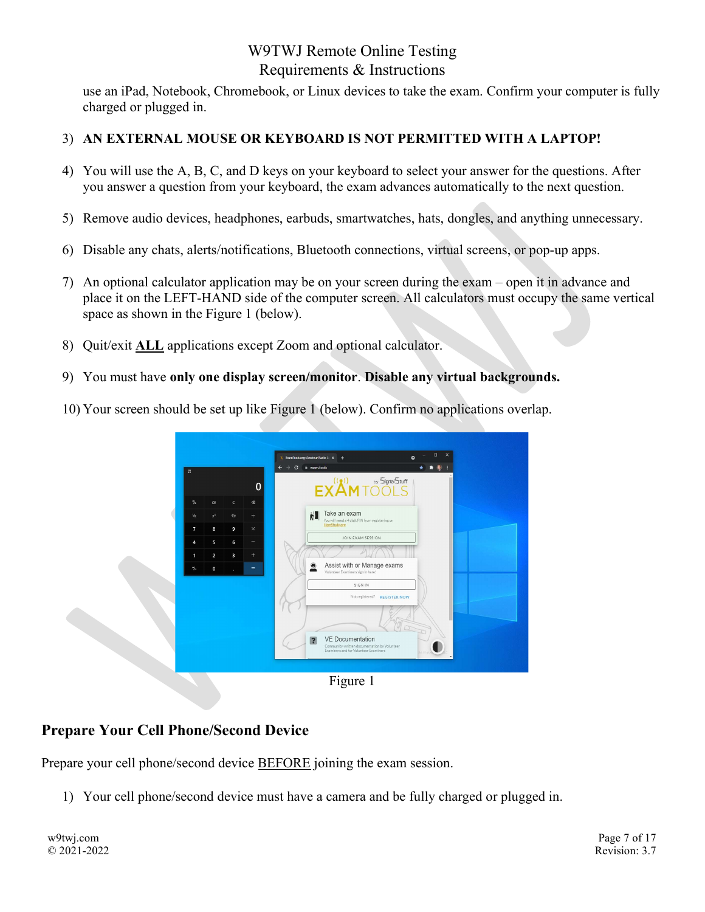use an iPad, Notebook, Chromebook, or Linux devices to take the exam. Confirm your computer is fully charged or plugged in.

3) **AN EXTERNAL MOUSE OR KEYBOARD IS NOT PERMITTED WITH A LAPTOP!**

4) You will use the A, B, C, and D keys on your keyboard to select your answer for the questions. After you answer a question from your keyboard, the exam advances automatically to the next question.

5) Remove audio devices, headphones, earbuds, smartwatches, hats, dongles, and anything unnecessary.

6) Disable any chats, alerts/notifications, Bluetooth connections, virtual screens, or pop-up apps.

7) An optional calculator application may be on your screen during the exam – open it in advance and place it on the LEFT-HAND side of the computer screen. All calculators must occupy the same vertical space as shown in the Figure 1 (below).

8) Quit/exit <u>**ALL**</u> applications except Zoom and optional calculator.

9) You must have **only one display screen/monitor**. **Disable any virtual backgrounds.**

10) Your screen should be set up like Figure 1 (below). Confirm no applications overlap.

Figure 1

## Prepare Your Cell Phone/Second Device

Prepare your cell phone/second device <u>BEFORE</u> joining the exam session.

1) Your cell phone/second device must have a camera and be fully charged or plugged in.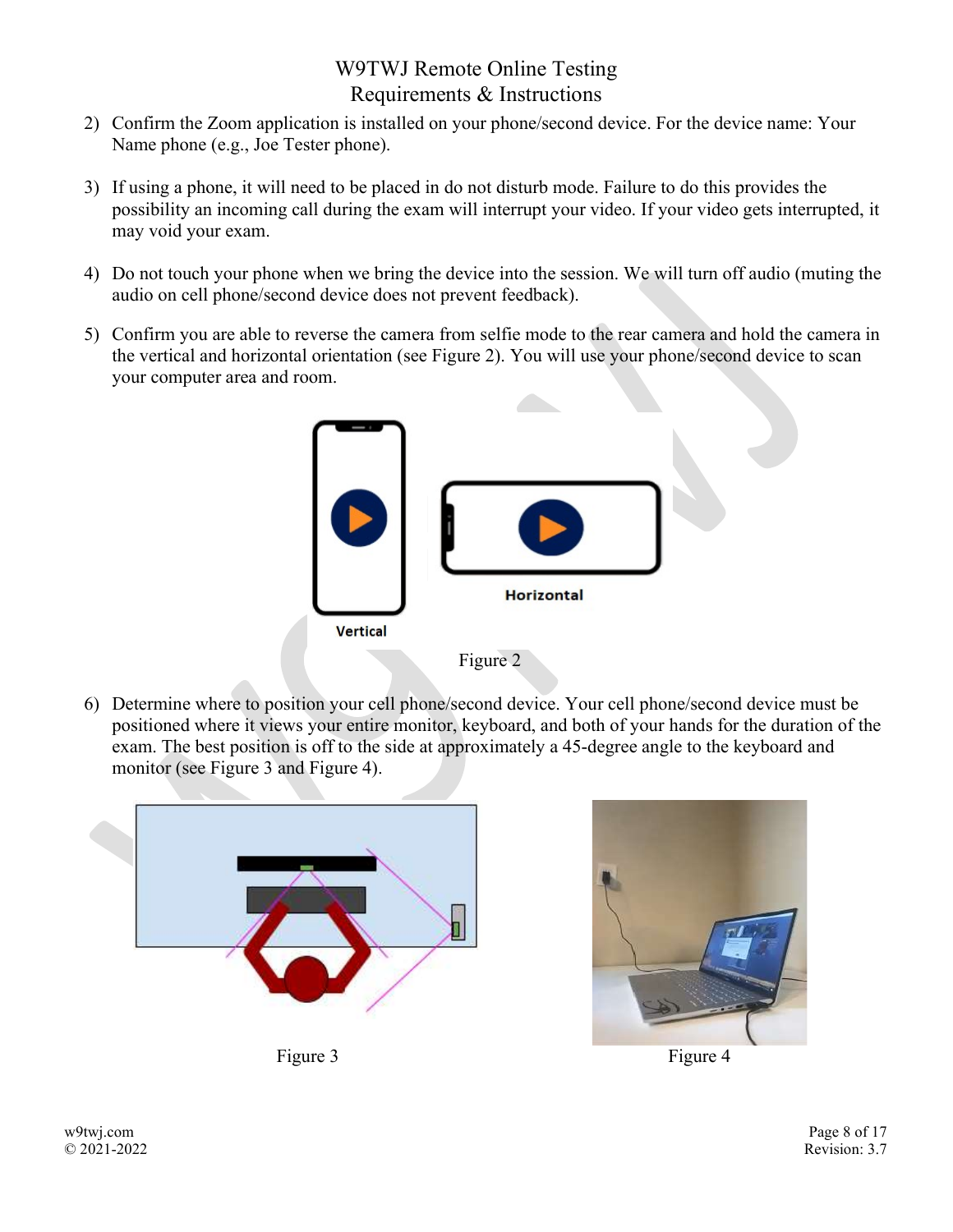2) Confirm the Zoom application is installed on your phone/second device. For the device name: Your Name phone (e.g., Joe Tester phone).

3) If using a phone, it will need to be placed in do not disturb mode. Failure to do this provides the possibility an incoming call during the exam will interrupt your video. If your video gets interrupted, it may void your exam.

4) Do not touch your phone when we bring the device into the session. We will turn off audio (muting the audio on cell phone/second device does not prevent feedback).

5) Confirm you are able to reverse the camera from selfie mode to the rear camera and hold the camera in the vertical and horizontal orientation (see Figure 2). You will use your phone/second device to scan your computer area and room.

Vertical

Horizontal

Figure 2

6) Determine where to position your cell phone/second device. Your cell phone/second device must be positioned where it views your entire monitor, keyboard, and both of your hands for the duration of the exam. The best position is off to the side at approximately a 45-degree angle to the keyboard and monitor (see Figure 3 and Figure 4).

Figure 3

Figure 4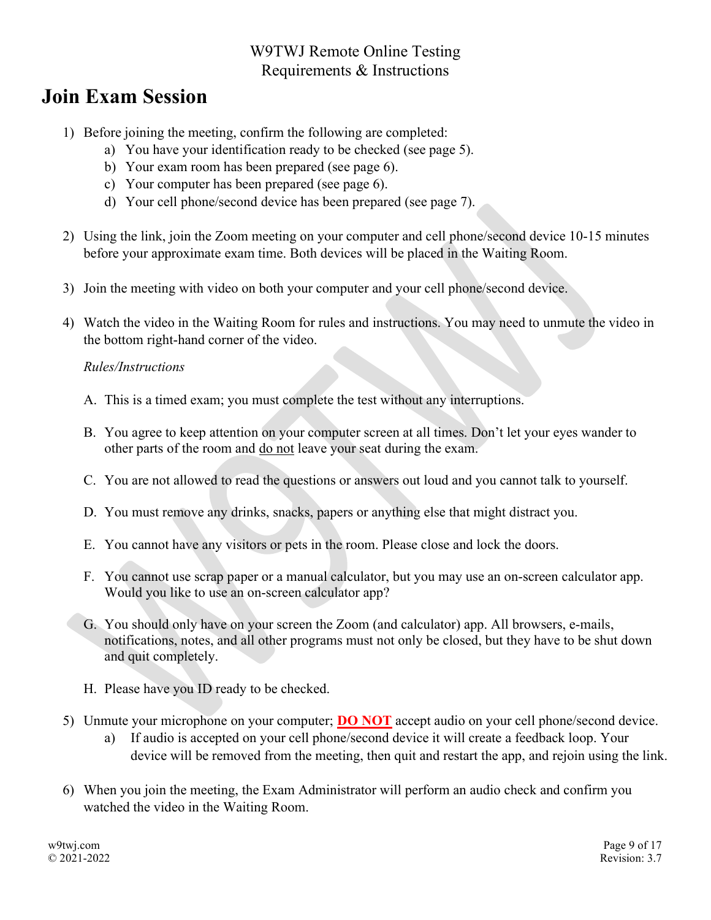# Join Exam Session

1) Before joining the meeting, confirm the following are completed:
   a) You have your identification ready to be checked (see page 5).
   b) Your exam room has been prepared (see page 6).
   c) Your computer has been prepared (see page 6).
   d) Your cell phone/second device has been prepared (see page 7).

2) Using the link, join the Zoom meeting on your computer and cell phone/second device 10-15 minutes before your approximate exam time. Both devices will be placed in the Waiting Room.

3) Join the meeting with video on both your computer and your cell phone/second device.

4) Watch the video in the Waiting Room for rules and instructions. You may need to unmute the video in the bottom right-hand corner of the video.

   *Rules/Instructions*

   A. This is a timed exam; you must complete the test without any interruptions.

   B. You agree to keep attention on your computer screen at all times. Don't let your eyes wander to other parts of the room and <u>do not</u> leave your seat during the exam.

   C. You are not allowed to read the questions or answers out loud and you cannot talk to yourself.

   D. You must remove any drinks, snacks, papers or anything else that might distract you.

   E. You cannot have any visitors or pets in the room. Please close and lock the doors.

   F. You cannot use scrap paper or a manual calculator, but you may use an on-screen calculator app. Would you like to use an on-screen calculator app?

   G. You should only have on your screen the Zoom (and calculator) app. All browsers, e-mails, notifications, notes, and all other programs must not only be closed, but they have to be shut down and quit completely.

   H. Please have you ID ready to be checked.

5) Unmute your microphone on your computer; **<u>DO NOT</u>** accept audio on your cell phone/second device.
   a) If audio is accepted on your cell phone/second device it will create a feedback loop. Your device will be removed from the meeting, then quit and restart the app, and rejoin using the link.

6) When you join the meeting, the Exam Administrator will perform an audio check and confirm you watched the video in the Waiting Room.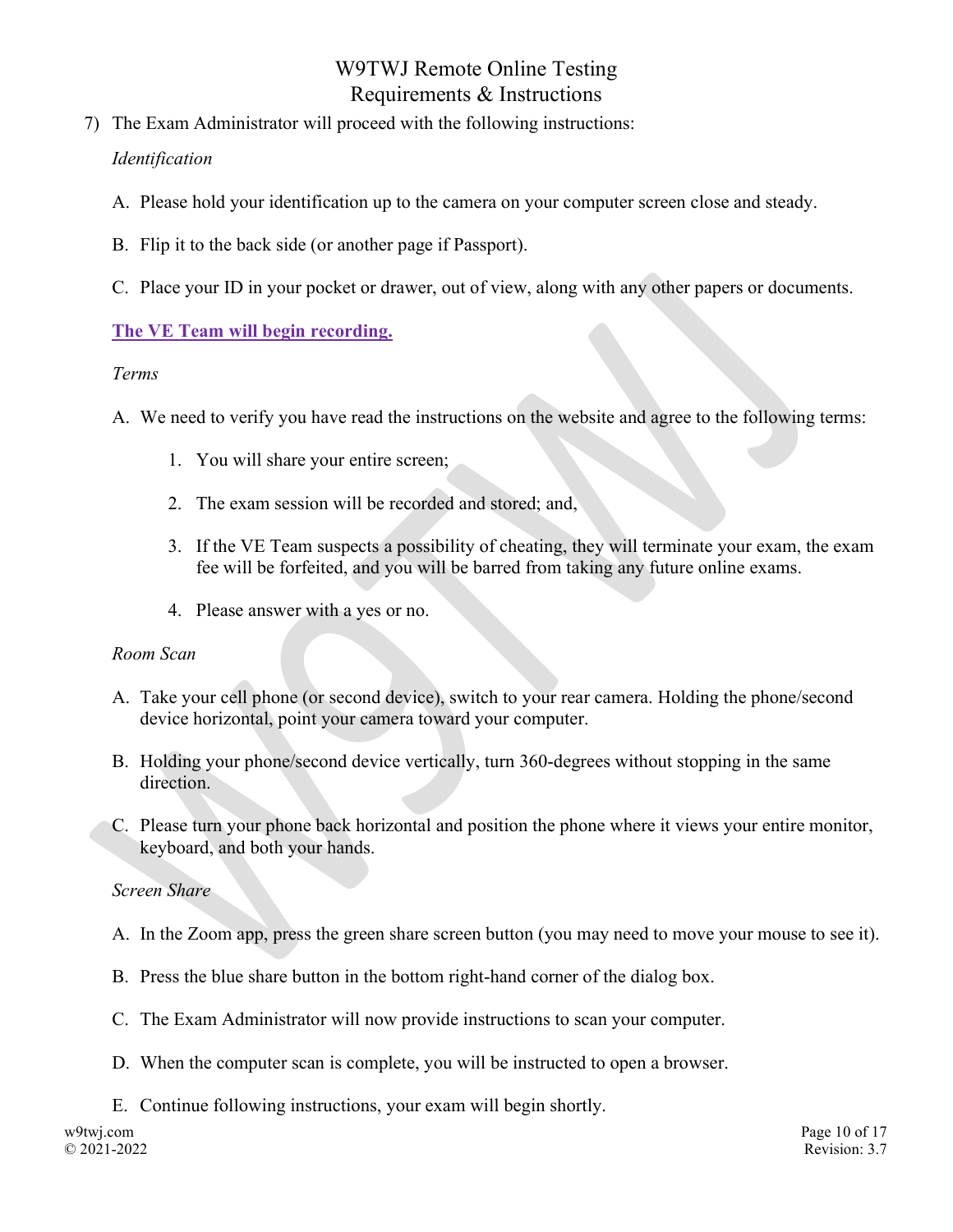7) The Exam Administrator will proceed with the following instructions:

   *Identification*

   A. Please hold your identification up to the camera on your computer screen close and steady.

   B. Flip it to the back side (or another page if Passport).

   C. Place your ID in your pocket or drawer, out of view, along with any other papers or documents.

   **The VE Team will begin recording.**

   *Terms*

   A. We need to verify you have read the instructions on the website and agree to the following terms:

      1. You will share your entire screen;

      2. The exam session will be recorded and stored; and,

      3. If the VE Team suspects a possibility of cheating, they will terminate your exam, the exam fee will be forfeited, and you will be barred from taking any future online exams.

      4. Please answer with a yes or no.

   *Room Scan*

   A. Take your cell phone (or second device), switch to your rear camera. Holding the phone/second device horizontal, point your camera toward your computer.

   B. Holding your phone/second device vertically, turn 360-degrees without stopping in the same direction.

   C. Please turn your phone back horizontal and position the phone where it views your entire monitor, keyboard, and both your hands.

   *Screen Share*

   A. In the Zoom app, press the green share screen button (you may need to move your mouse to see it).

   B. Press the blue share button in the bottom right-hand corner of the dialog box.

   C. The Exam Administrator will now provide instructions to scan your computer.

   D. When the computer scan is complete, you will be instructed to open a browser.

   E. Continue following instructions, your exam will begin shortly.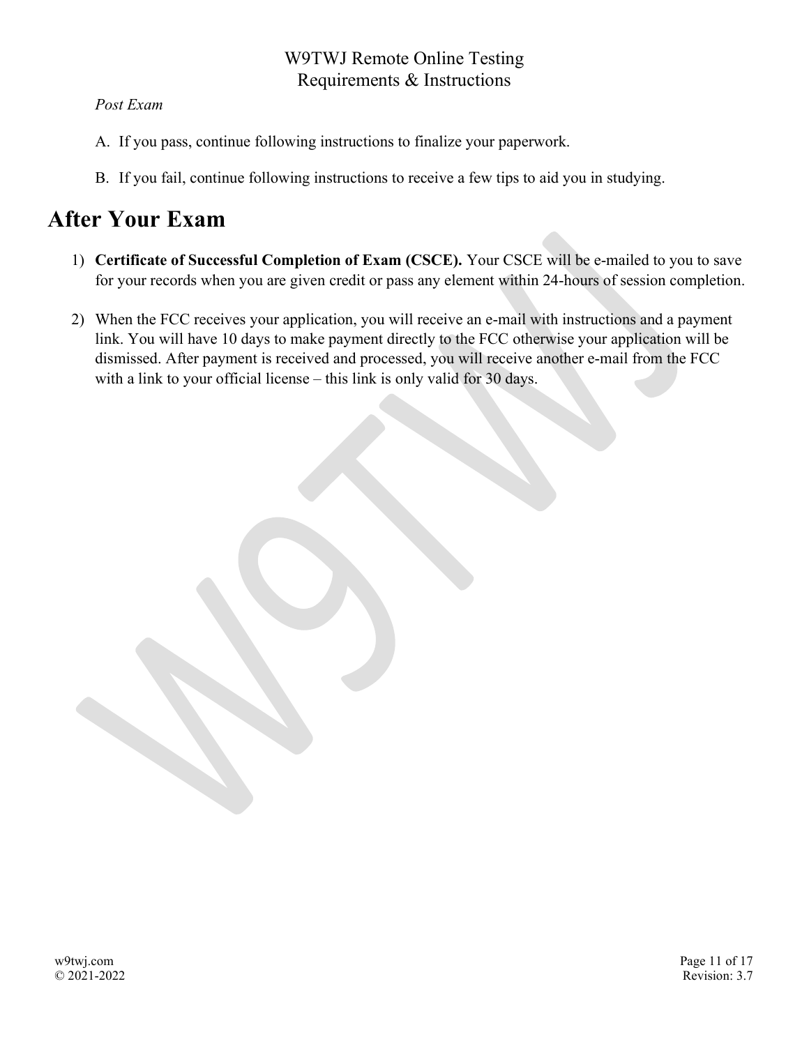*Post Exam*

A. If you pass, continue following instructions to finalize your paperwork.

B. If you fail, continue following instructions to receive a few tips to aid you in studying.

# After Your Exam

1) **Certificate of Successful Completion of Exam (CSCE).** Your CSCE will be e-mailed to you to save for your records when you are given credit or pass any element within 24-hours of session completion.

2) When the FCC receives your application, you will receive an e-mail with instructions and a payment link. You will have 10 days to make payment directly to the FCC otherwise your application will be dismissed. After payment is received and processed, you will receive another e-mail from the FCC with a link to your official license – this link is only valid for 30 days.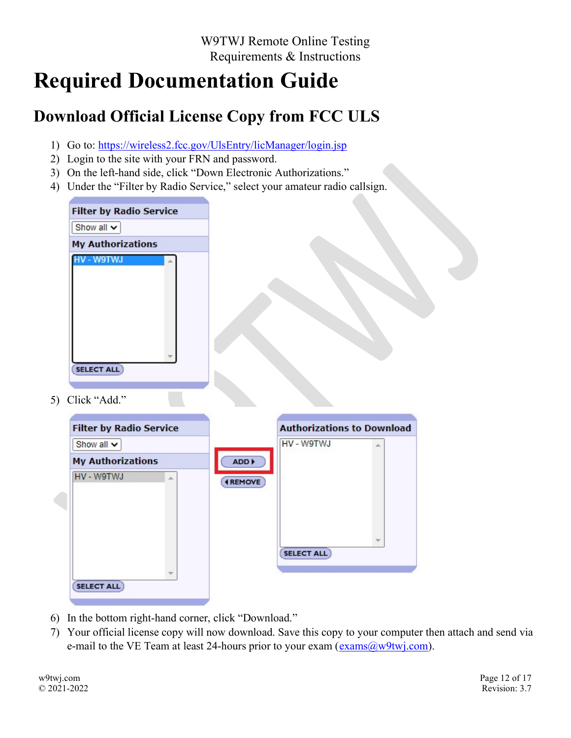# Required Documentation Guide

## Download Official License Copy from FCC ULS

1) Go to: https://wireless2.fcc.gov/UlsEntry/licManager/login.jsp
2) Login to the site with your FRN and password.
3) On the left-hand side, click "Down Electronic Authorizations."
4) Under the "Filter by Radio Service," select your amateur radio callsign.
5) Click "Add."
6) In the bottom right-hand corner, click "Download."
7) Your official license copy will now download. Save this copy to your computer then attach and send via e-mail to the VE Team at least 24-hours prior to your exam (exams@w9twj.com).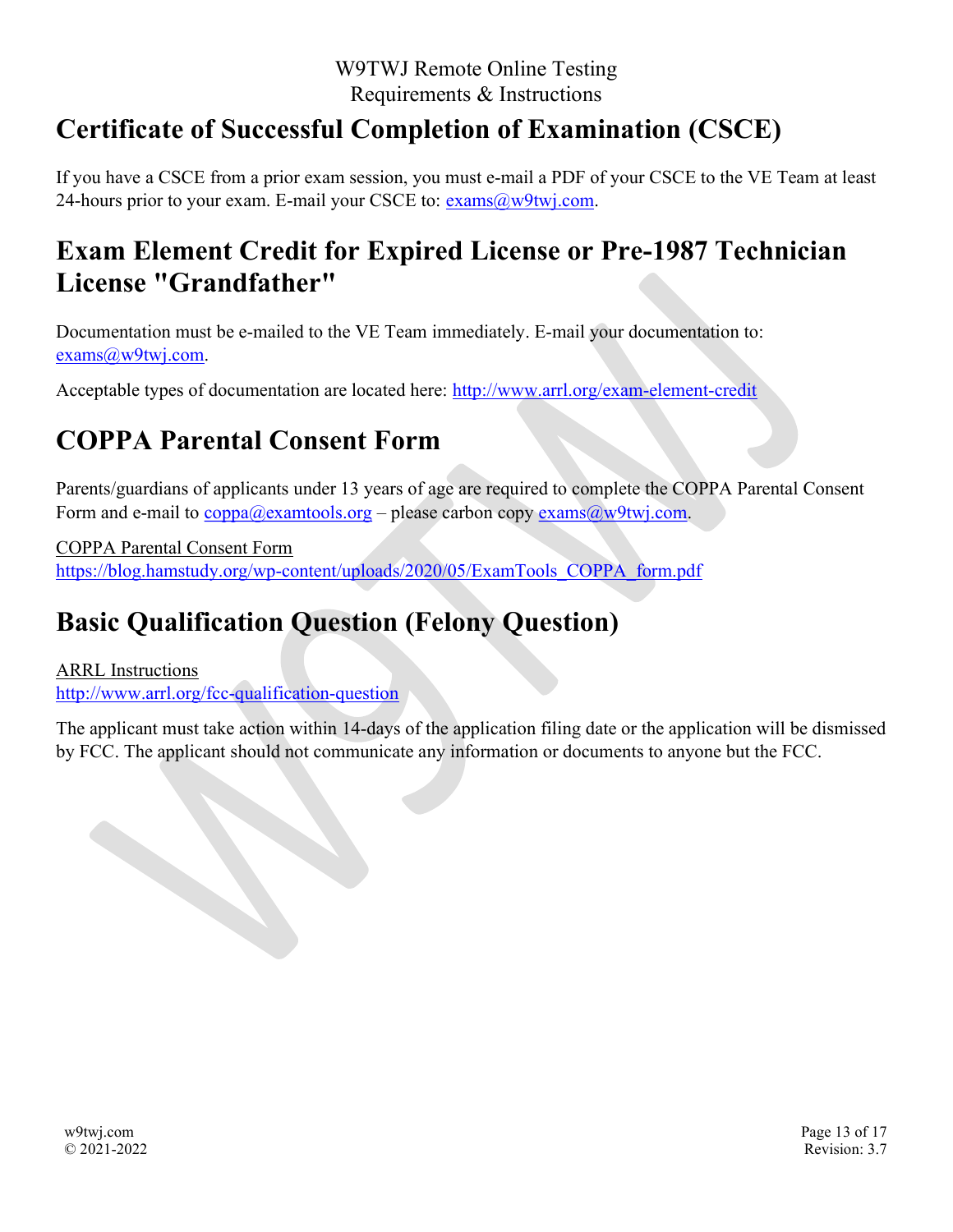## Certificate of Successful Completion of Examination (CSCE)

If you have a CSCE from a prior exam session, you must e-mail a PDF of your CSCE to the VE Team at least 24-hours prior to your exam. E-mail your CSCE to: exams@w9twj.com.

## Exam Element Credit for Expired License or Pre-1987 Technician License "Grandfather"

Documentation must be e-mailed to the VE Team immediately. E-mail your documentation to: exams@w9twj.com.

Acceptable types of documentation are located here: http://www.arrl.org/exam-element-credit

## COPPA Parental Consent Form

Parents/guardians of applicants under 13 years of age are required to complete the COPPA Parental Consent Form and e-mail to coppa@examtools.org – please carbon copy exams@w9twj.com.

COPPA Parental Consent Form
https://blog.hamstudy.org/wp-content/uploads/2020/05/ExamTools_COPPA_form.pdf

## Basic Qualification Question (Felony Question)

ARRL Instructions
http://www.arrl.org/fcc-qualification-question

The applicant must take action within 14-days of the application filing date or the application will be dismissed by FCC. The applicant should not communicate any information or documents to anyone but the FCC.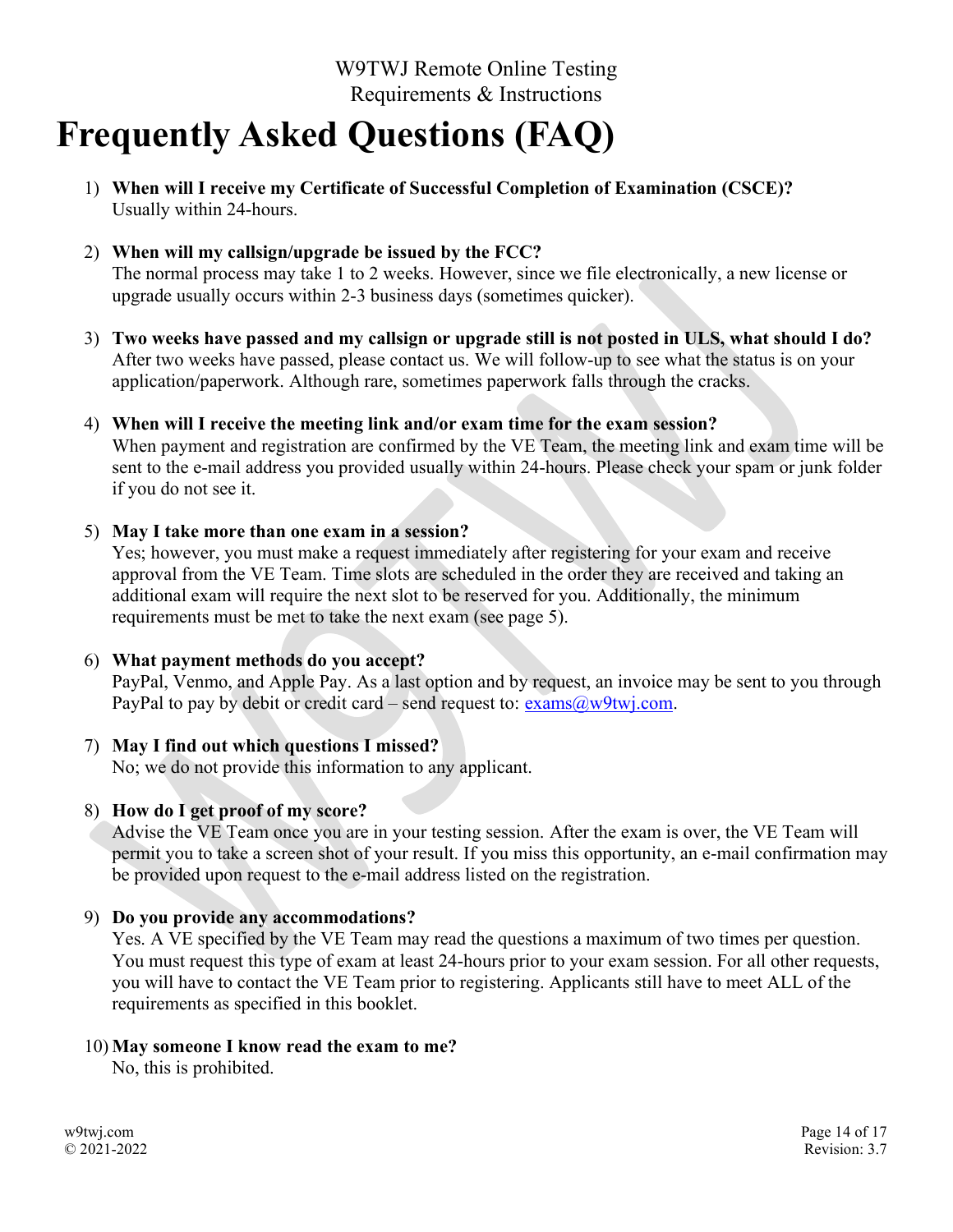W9TWJ Remote Online Testing
Requirements & Instructions

# Frequently Asked Questions (FAQ)

1) **When will I receive my Certificate of Successful Completion of Examination (CSCE)?**
   Usually within 24-hours.

2) **When will my callsign/upgrade be issued by the FCC?**
   The normal process may take 1 to 2 weeks. However, since we file electronically, a new license or upgrade usually occurs within 2-3 business days (sometimes quicker).

3) **Two weeks have passed and my callsign or upgrade still is not posted in ULS, what should I do?**
   After two weeks have passed, please contact us. We will follow-up to see what the status is on your application/paperwork. Although rare, sometimes paperwork falls through the cracks.

4) **When will I receive the meeting link and/or exam time for the exam session?**
   When payment and registration are confirmed by the VE Team, the meeting link and exam time will be sent to the e-mail address you provided usually within 24-hours. Please check your spam or junk folder if you do not see it.

5) **May I take more than one exam in a session?**
   Yes; however, you must make a request immediately after registering for your exam and receive approval from the VE Team. Time slots are scheduled in the order they are received and taking an additional exam will require the next slot to be reserved for you. Additionally, the minimum requirements must be met to take the next exam (see page 5).

6) **What payment methods do you accept?**
   PayPal, Venmo, and Apple Pay. As a last option and by request, an invoice may be sent to you through PayPal to pay by debit or credit card – send request to: exams@w9twj.com.

7) **May I find out which questions I missed?**
   No; we do not provide this information to any applicant.

8) **How do I get proof of my score?**
   Advise the VE Team once you are in your testing session. After the exam is over, the VE Team will permit you to take a screen shot of your result. If you miss this opportunity, an e-mail confirmation may be provided upon request to the e-mail address listed on the registration.

9) **Do you provide any accommodations?**
   Yes. A VE specified by the VE Team may read the questions a maximum of two times per question. You must request this type of exam at least 24-hours prior to your exam session. For all other requests, you will have to contact the VE Team prior to registering. Applicants still have to meet ALL of the requirements as specified in this booklet.

10) **May someone I know read the exam to me?**
    No, this is prohibited.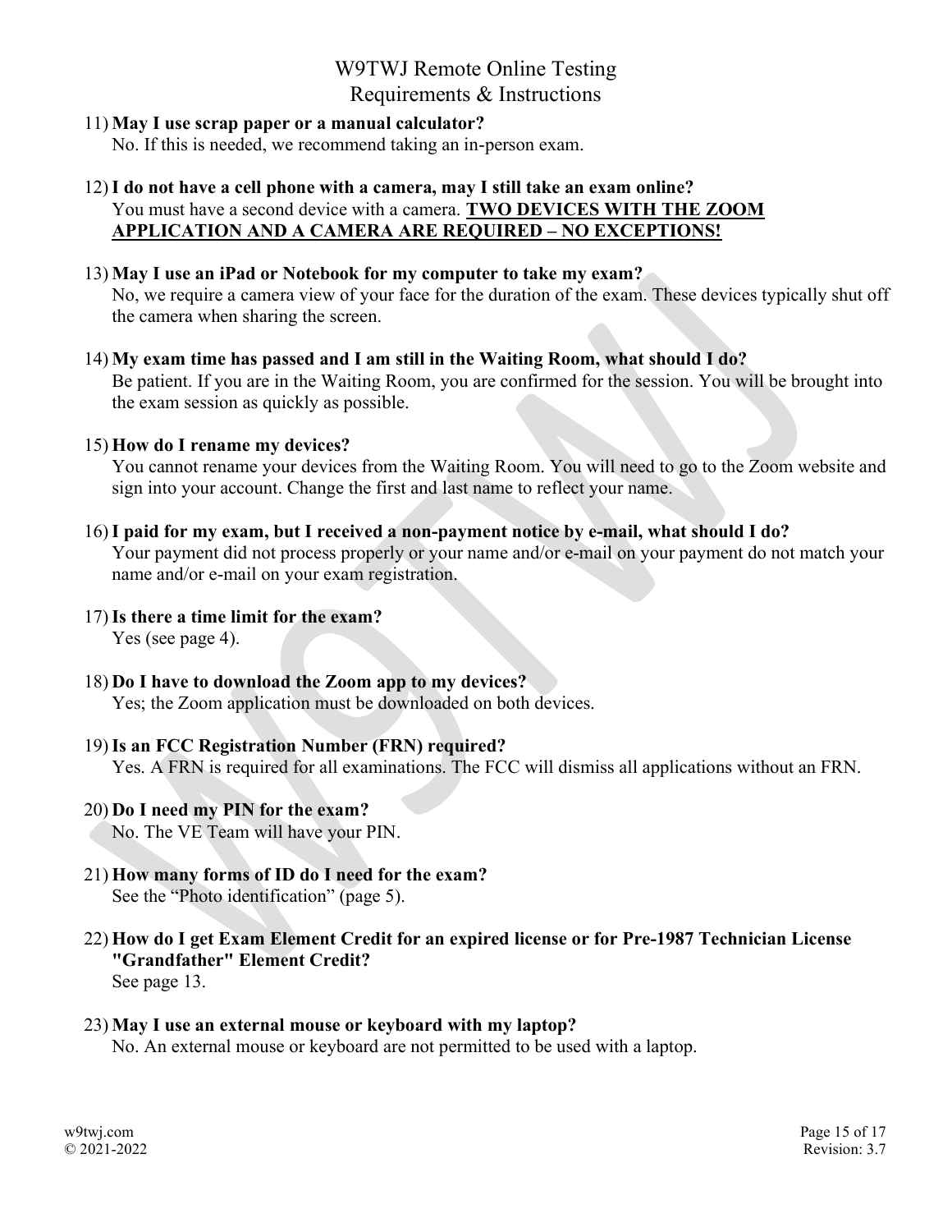11) **May I use scrap paper or a manual calculator?**
    No. If this is needed, we recommend taking an in-person exam.

12) **I do not have a cell phone with a camera, may I still take an exam online?**
    You must have a second device with a camera. **TWO DEVICES WITH THE ZOOM APPLICATION AND A CAMERA ARE REQUIRED – NO EXCEPTIONS!**

13) **May I use an iPad or Notebook for my computer to take my exam?**
    No, we require a camera view of your face for the duration of the exam. These devices typically shut off the camera when sharing the screen.

14) **My exam time has passed and I am still in the Waiting Room, what should I do?**
    Be patient. If you are in the Waiting Room, you are confirmed for the session. You will be brought into the exam session as quickly as possible.

15) **How do I rename my devices?**
    You cannot rename your devices from the Waiting Room. You will need to go to the Zoom website and sign into your account. Change the first and last name to reflect your name.

16) **I paid for my exam, but I received a non-payment notice by e-mail, what should I do?**
    Your payment did not process properly or your name and/or e-mail on your payment do not match your name and/or e-mail on your exam registration.

17) **Is there a time limit for the exam?**
    Yes (see page 4).

18) **Do I have to download the Zoom app to my devices?**
    Yes; the Zoom application must be downloaded on both devices.

19) **Is an FCC Registration Number (FRN) required?**
    Yes. A FRN is required for all examinations. The FCC will dismiss all applications without an FRN.

20) **Do I need my PIN for the exam?**
    No. The VE Team will have your PIN.

21) **How many forms of ID do I need for the exam?**
    See the "Photo identification" (page 5).

22) **How do I get Exam Element Credit for an expired license or for Pre-1987 Technician License "Grandfather" Element Credit?**
    See page 13.

23) **May I use an external mouse or keyboard with my laptop?**
    No. An external mouse or keyboard are not permitted to be used with a laptop.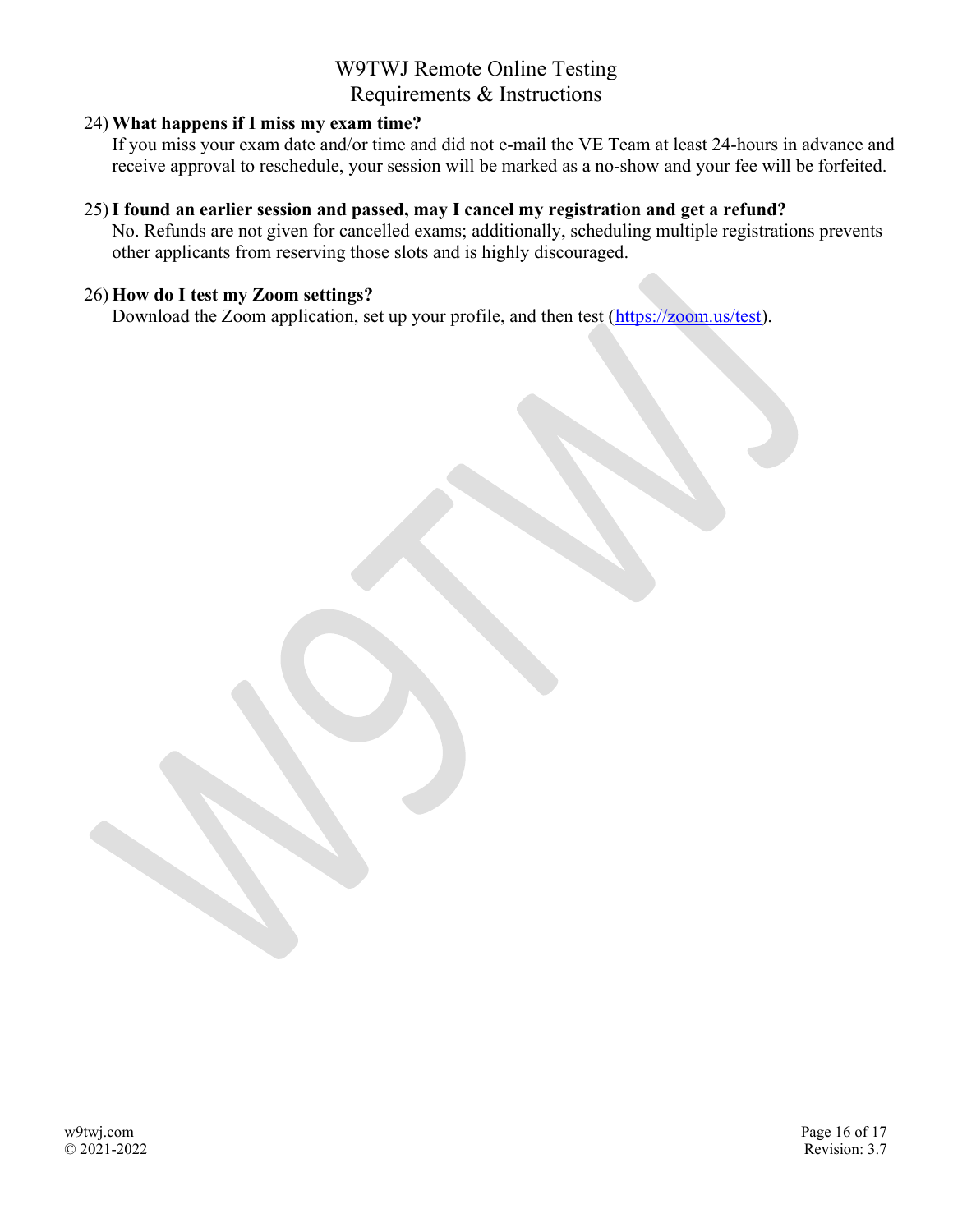24) **What happens if I miss my exam time?**
    If you miss your exam date and/or time and did not e-mail the VE Team at least 24-hours in advance and receive approval to reschedule, your session will be marked as a no-show and your fee will be forfeited.

25) **I found an earlier session and passed, may I cancel my registration and get a refund?**
    No. Refunds are not given for cancelled exams; additionally, scheduling multiple registrations prevents other applicants from reserving those slots and is highly discouraged.

26) **How do I test my Zoom settings?**
    Download the Zoom application, set up your profile, and then test (https://zoom.us/test).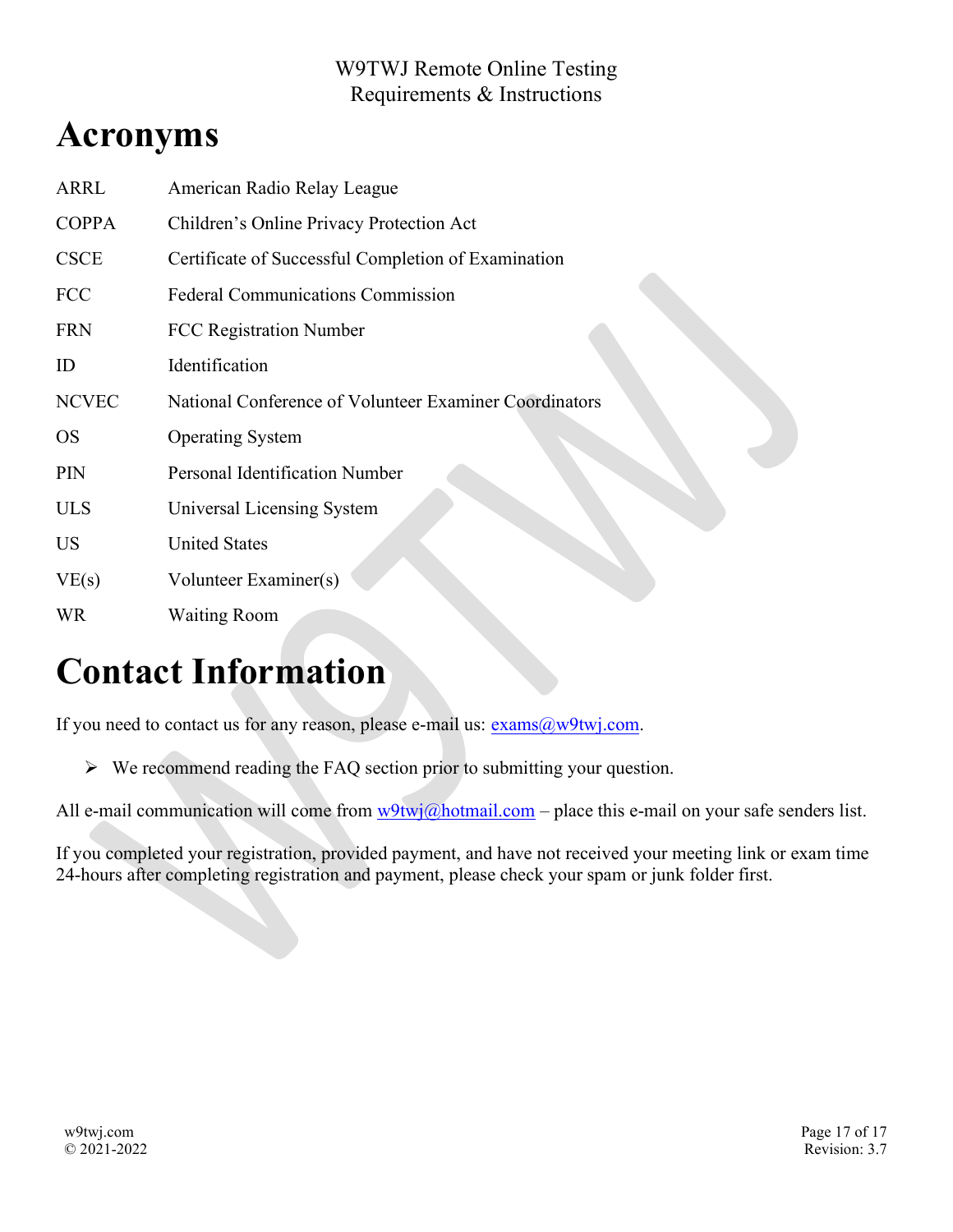# Acronyms

| | |
|---|---|
| ARRL | American Radio Relay League |
| COPPA | Children's Online Privacy Protection Act |
| CSCE | Certificate of Successful Completion of Examination |
| FCC | Federal Communications Commission |
| FRN | FCC Registration Number |
| ID | Identification |
| NCVEC | National Conference of Volunteer Examiner Coordinators |
| OS | Operating System |
| PIN | Personal Identification Number |
| ULS | Universal Licensing System |
| US | United States |
| VE(s) | Volunteer Examiner(s) |
| WR | Waiting Room |

# Contact Information

If you need to contact us for any reason, please e-mail us: exams@w9twj.com.

- We recommend reading the FAQ section prior to submitting your question.

All e-mail communication will come from w9twj@hotmail.com – place this e-mail on your safe senders list.

If you completed your registration, provided payment, and have not received your meeting link or exam time 24-hours after completing registration and payment, please check your spam or junk folder first.